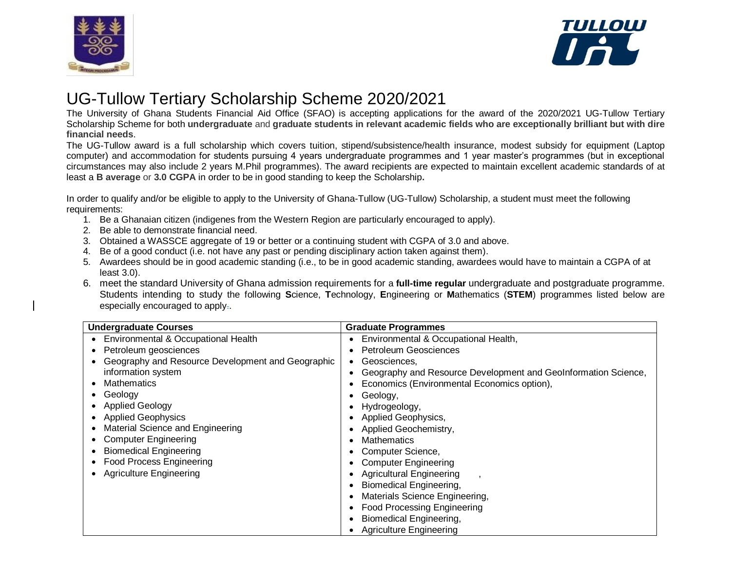# UG-Tullow Tertiary Scholarship Scheme 2020/2021

The University of Ghana Students Financial Aid Office (SFAO) is accepting applications for the award of the 2020/2021 UG-Tullow Tertiary Scholarship Scheme for both **undergraduate** and **graduate students in relevant academic fields who are exceptionally brilliant but with dire financial needs**.

The UG-Tullow award is a full scholarship which covers tuition, stipend/subsistence/health insurance, modest subsidy for equipment (Laptop computer) and accommodation for students pursuing 4 years undergraduate programmes and 1 year master's programmes (but in exceptional circumstances may also include 2 years M.Phil programmes). The award recipients are expected to maintain excellent academic standards of at least a **B average** or **3.0 CGPA** in order to be in good standing to keep the Scholarship**.**

In order to qualify and/or be eligible to apply to the University of Ghana-Tullow (UG-Tullow) Scholarship, a student must meet the following requirements:

1. Be a Ghanaian citizen (indigenes from the Western Region are particularly encouraged to apply).
2. Be able to demonstrate financial need.
3. Obtained a WASSCE aggregate of 19 or better or a continuing student with CGPA of 3.0 and above.
4. Be of a good conduct (i.e. not have any past or pending disciplinary action taken against them).
5. Awardees should be in good academic standing (i.e., to be in good academic standing, awardees would have to maintain a CGPA of at least 3.0).
6. meet the standard University of Ghana admission requirements for a **full-time regular** undergraduate and postgraduate programme. Students intending to study the following **S**cience, **T**echnology, **E**ngineering or **M**athematics (**STEM**) programmes listed below are especially encouraged to apply.

| Undergraduate Courses | Graduate Programmes |
|---|---|
| • Environmental & Occupational Health<br>• Petroleum geosciences<br>• Geography and Resource Development and Geographic information system<br>• Mathematics<br>• Geology<br>• Applied Geology<br>• Applied Geophysics<br>• Material Science and Engineering<br>• Computer Engineering<br>• Biomedical Engineering<br>• Food Process Engineering<br>• Agriculture Engineering | • Environmental & Occupational Health,<br>• Petroleum Geosciences<br>• Geosciences,<br>• Geography and Resource Development and GeoInformation Science,<br>• Economics (Environmental Economics option),<br>• Geology,<br>• Hydrogeology,<br>• Applied Geophysics,<br>• Applied Geochemistry,<br>• Mathematics<br>• Computer Science,<br>• Computer Engineering<br>• Agricultural Engineering ,<br>• Biomedical Engineering,<br>• Materials Science Engineering,<br>• Food Processing Engineering<br>• Biomedical Engineering,<br>• Agriculture Engineering |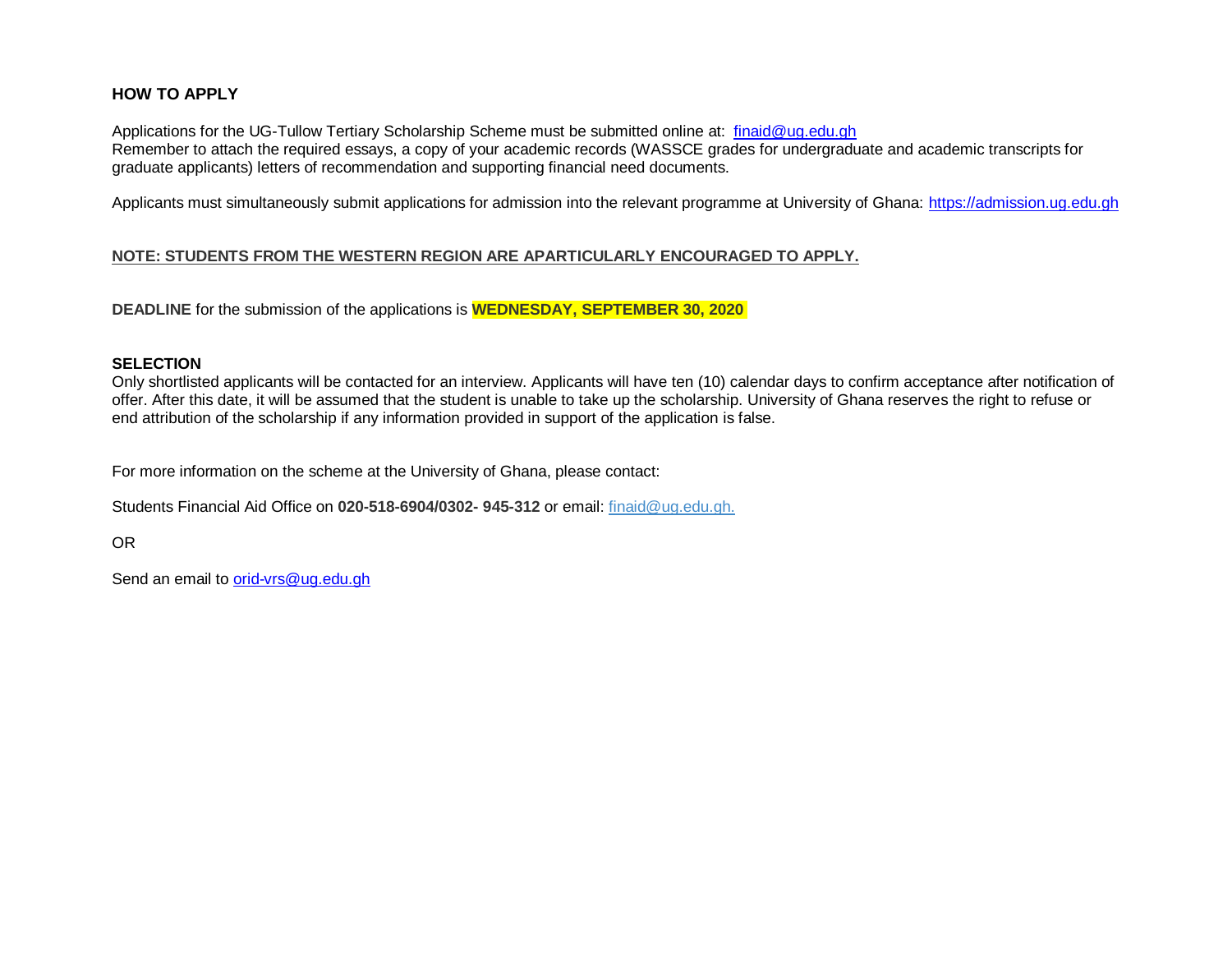## HOW TO APPLY

Applications for the UG-Tullow Tertiary Scholarship Scheme must be submitted online at: finaid@ug.edu.gh
Remember to attach the required essays, a copy of your academic records (WASSCE grades for undergraduate and academic transcripts for graduate applicants) letters of recommendation and supporting financial need documents.

Applicants must simultaneously submit applications for admission into the relevant programme at University of Ghana: https://admission.ug.edu.gh

**NOTE: STUDENTS FROM THE WESTERN REGION ARE APARTICULARLY ENCOURAGED TO APPLY.**

**DEADLINE** for the submission of the applications is **WEDNESDAY, SEPTEMBER 30, 2020**

## SELECTION

Only shortlisted applicants will be contacted for an interview. Applicants will have ten (10) calendar days to confirm acceptance after notification of offer. After this date, it will be assumed that the student is unable to take up the scholarship. University of Ghana reserves the right to refuse or end attribution of the scholarship if any information provided in support of the application is false.

For more information on the scheme at the University of Ghana, please contact:

Students Financial Aid Office on **020-518-6904/0302- 945-312** or email: finaid@ug.edu.gh.

OR

Send an email to orid-vrs@ug.edu.gh